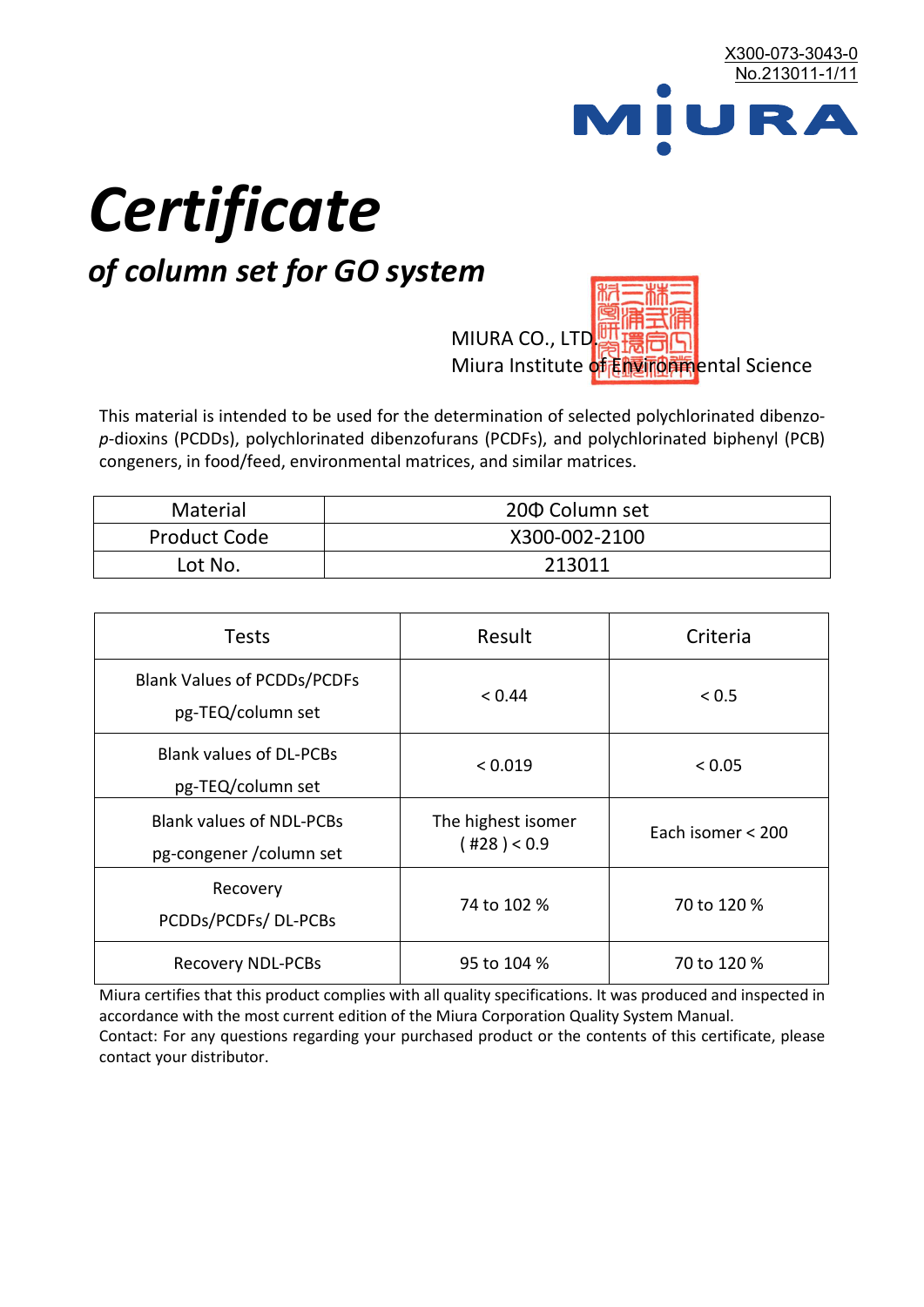X300-073-3043-0
No.213011-1/11

MIURA

# Certificate

## of column set for GO system

MIURA CO., LTD.
Miura Institute of Environmental Science

This material is intended to be used for the determination of selected polychlorinated dibenzo-*p*-dioxins (PCDDs), polychlorinated dibenzofurans (PCDFs), and polychlorinated biphenyl (PCB) congeners, in food/feed, environmental matrices, and similar matrices.

| Material | 20Φ Column set |
|---|---|
| Product Code | X300-002-2100 |
| Lot No. | 213011 |

| Tests | Result | Criteria |
|---|---|---|
| Blank Values of PCDDs/PCDFs pg-TEQ/column set | < 0.44 | < 0.5 |
| Blank values of DL-PCBs pg-TEQ/column set | < 0.019 | < 0.05 |
| Blank values of NDL-PCBs pg-congener /column set | The highest isomer ( #28 ) < 0.9 | Each isomer < 200 |
| Recovery PCDDs/PCDFs/ DL-PCBs | 74 to 102 % | 70 to 120 % |
| Recovery NDL-PCBs | 95 to 104 % | 70 to 120 % |

Miura certifies that this product complies with all quality specifications. It was produced and inspected in accordance with the most current edition of the Miura Corporation Quality System Manual.
Contact: For any questions regarding your purchased product or the contents of this certificate, please contact your distributor.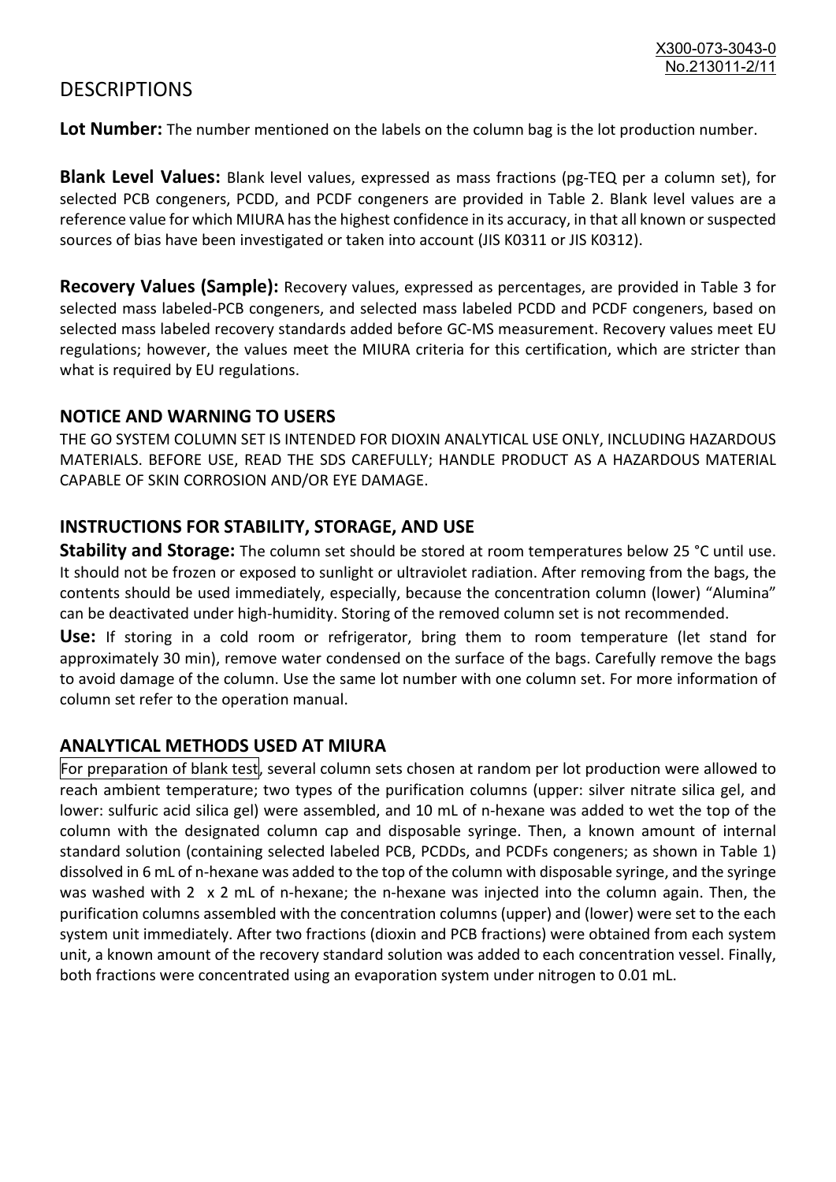# DESCRIPTIONS

**Lot Number:** The number mentioned on the labels on the column bag is the lot production number.

**Blank Level Values:** Blank level values, expressed as mass fractions (pg-TEQ per a column set), for selected PCB congeners, PCDD, and PCDF congeners are provided in Table 2. Blank level values are a reference value for which MIURA has the highest confidence in its accuracy, in that all known or suspected sources of bias have been investigated or taken into account (JIS K0311 or JIS K0312).

**Recovery Values (Sample):** Recovery values, expressed as percentages, are provided in Table 3 for selected mass labeled-PCB congeners, and selected mass labeled PCDD and PCDF congeners, based on selected mass labeled recovery standards added before GC-MS measurement. Recovery values meet EU regulations; however, the values meet the MIURA criteria for this certification, which are stricter than what is required by EU regulations.

## NOTICE AND WARNING TO USERS

THE GO SYSTEM COLUMN SET IS INTENDED FOR DIOXIN ANALYTICAL USE ONLY, INCLUDING HAZARDOUS MATERIALS. BEFORE USE, READ THE SDS CAREFULLY; HANDLE PRODUCT AS A HAZARDOUS MATERIAL CAPABLE OF SKIN CORROSION AND/OR EYE DAMAGE.

## INSTRUCTIONS FOR STABILITY, STORAGE, AND USE

**Stability and Storage:** The column set should be stored at room temperatures below 25 °C until use. It should not be frozen or exposed to sunlight or ultraviolet radiation. After removing from the bags, the contents should be used immediately, especially, because the concentration column (lower) "Alumina" can be deactivated under high-humidity. Storing of the removed column set is not recommended.

**Use:** If storing in a cold room or refrigerator, bring them to room temperature (let stand for approximately 30 min), remove water condensed on the surface of the bags. Carefully remove the bags to avoid damage of the column. Use the same lot number with one column set. For more information of column set refer to the operation manual.

## ANALYTICAL METHODS USED AT MIURA

For preparation of blank test, several column sets chosen at random per lot production were allowed to reach ambient temperature; two types of the purification columns (upper: silver nitrate silica gel, and lower: sulfuric acid silica gel) were assembled, and 10 mL of n-hexane was added to wet the top of the column with the designated column cap and disposable syringe. Then, a known amount of internal standard solution (containing selected labeled PCB, PCDDs, and PCDFs congeners; as shown in Table 1) dissolved in 6 mL of n-hexane was added to the top of the column with disposable syringe, and the syringe was washed with 2 x 2 mL of n-hexane; the n-hexane was injected into the column again. Then, the purification columns assembled with the concentration columns (upper) and (lower) were set to the each system unit immediately. After two fractions (dioxin and PCB fractions) were obtained from each system unit, a known amount of the recovery standard solution was added to each concentration vessel. Finally, both fractions were concentrated using an evaporation system under nitrogen to 0.01 mL.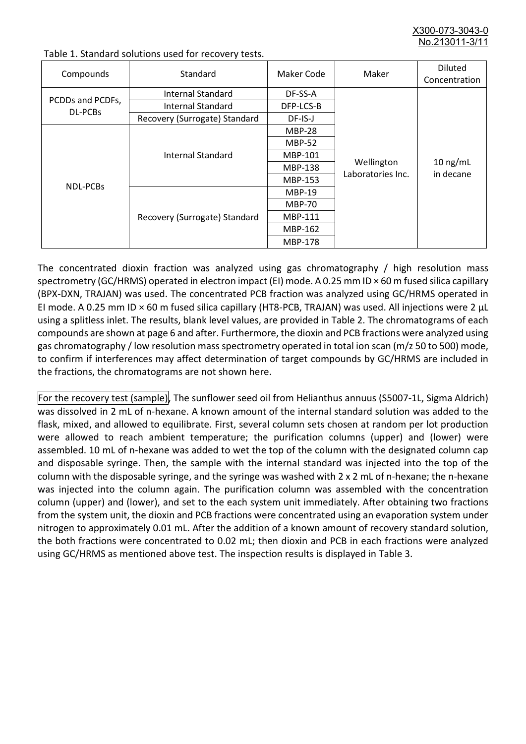Table 1. Standard solutions used for recovery tests.

| Compounds | Standard | Maker Code | Maker | Diluted Concentration |
|---|---|---|---|---|
| PCDDs and PCDFs, DL-PCBs | Internal Standard | DF-SS-A | Wellington Laboratories Inc. | 10 ng/mL in decane |
| | Internal Standard | DFP-LCS-B | | |
| | Recovery (Surrogate) Standard | DF-IS-J | | |
| NDL-PCBs | Internal Standard | MBP-28 | | |
| | | MBP-52 | | |
| | | MBP-101 | | |
| | | MBP-138 | | |
| | | MBP-153 | | |
| | Recovery (Surrogate) Standard | MBP-19 | | |
| | | MBP-70 | | |
| | | MBP-111 | | |
| | | MBP-162 | | |
| | | MBP-178 | | |

The concentrated dioxin fraction was analyzed using gas chromatography / high resolution mass spectrometry (GC/HRMS) operated in electron impact (EI) mode. A 0.25 mm ID × 60 m fused silica capillary (BPX-DXN, TRAJAN) was used. The concentrated PCB fraction was analyzed using GC/HRMS operated in EI mode. A 0.25 mm ID × 60 m fused silica capillary (HT8-PCB, TRAJAN) was used. All injections were 2 µL using a splitless inlet. The results, blank level values, are provided in Table 2. The chromatograms of each compounds are shown at page 6 and after. Furthermore, the dioxin and PCB fractions were analyzed using gas chromatography / low resolution mass spectrometry operated in total ion scan (m/z 50 to 500) mode, to confirm if interferences may affect determination of target compounds by GC/HRMS are included in the fractions, the chromatograms are not shown here.

For the recovery test (sample), The sunflower seed oil from Helianthus annuus (S5007-1L, Sigma Aldrich) was dissolved in 2 mL of n-hexane. A known amount of the internal standard solution was added to the flask, mixed, and allowed to equilibrate. First, several column sets chosen at random per lot production were allowed to reach ambient temperature; the purification columns (upper) and (lower) were assembled. 10 mL of n-hexane was added to wet the top of the column with the designated column cap and disposable syringe. Then, the sample with the internal standard was injected into the top of the column with the disposable syringe, and the syringe was washed with 2 x 2 mL of n-hexane; the n-hexane was injected into the column again. The purification column was assembled with the concentration column (upper) and (lower), and set to the each system unit immediately. After obtaining two fractions from the system unit, the dioxin and PCB fractions were concentrated using an evaporation system under nitrogen to approximately 0.01 mL. After the addition of a known amount of recovery standard solution, the both fractions were concentrated to 0.02 mL; then dioxin and PCB in each fractions were analyzed using GC/HRMS as mentioned above test. The inspection results is displayed in Table 3.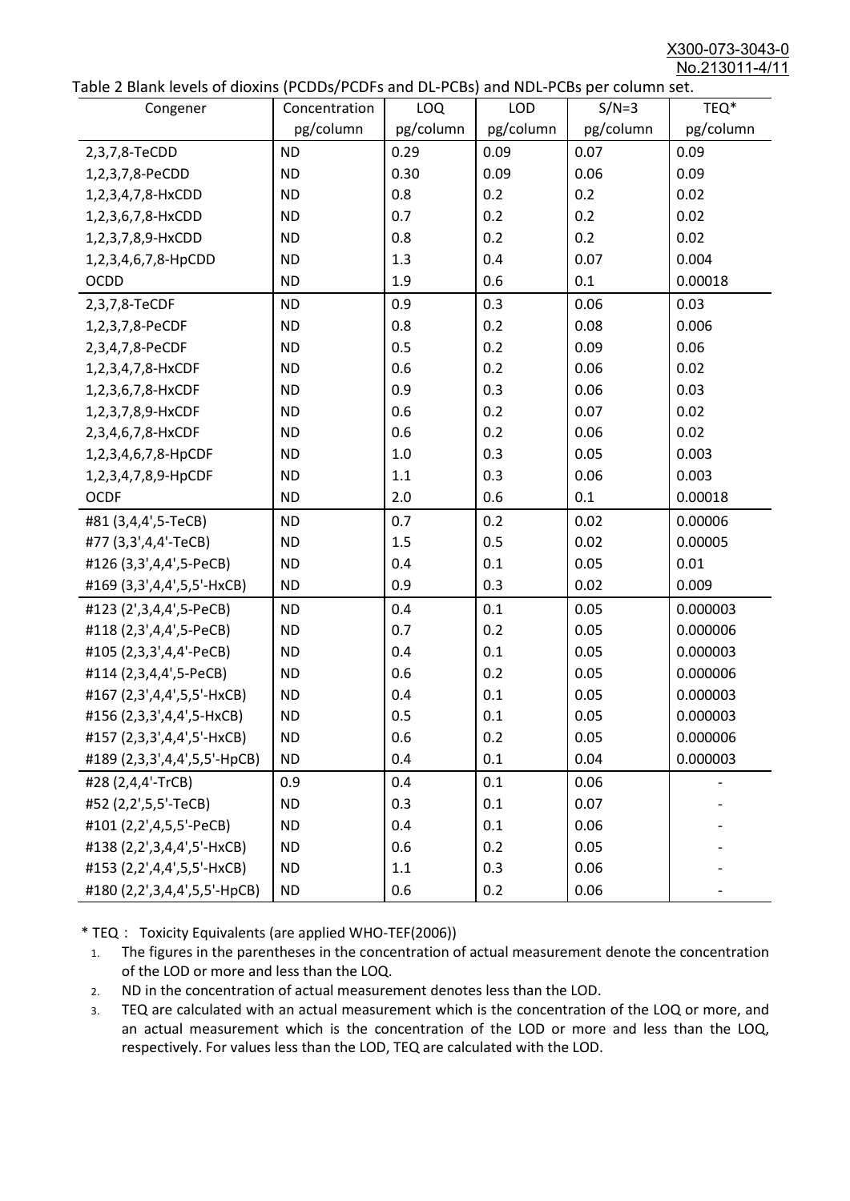Table 2 Blank levels of dioxins (PCDDs/PCDFs and DL-PCBs) and NDL-PCBs per column set.

| Congener | Concentration pg/column | LOQ pg/column | LOD pg/column | S/N=3 pg/column | TEQ* pg/column |
|---|---|---|---|---|---|
| 2,3,7,8-TeCDD | ND | 0.29 | 0.09 | 0.07 | 0.09 |
| 1,2,3,7,8-PeCDD | ND | 0.30 | 0.09 | 0.06 | 0.09 |
| 1,2,3,4,7,8-HxCDD | ND | 0.8 | 0.2 | 0.2 | 0.02 |
| 1,2,3,6,7,8-HxCDD | ND | 0.7 | 0.2 | 0.2 | 0.02 |
| 1,2,3,7,8,9-HxCDD | ND | 0.8 | 0.2 | 0.2 | 0.02 |
| 1,2,3,4,6,7,8-HpCDD | ND | 1.3 | 0.4 | 0.07 | 0.004 |
| OCDD | ND | 1.9 | 0.6 | 0.1 | 0.00018 |
| 2,3,7,8-TeCDF | ND | 0.9 | 0.3 | 0.06 | 0.03 |
| 1,2,3,7,8-PeCDF | ND | 0.8 | 0.2 | 0.08 | 0.006 |
| 2,3,4,7,8-PeCDF | ND | 0.5 | 0.2 | 0.09 | 0.06 |
| 1,2,3,4,7,8-HxCDF | ND | 0.6 | 0.2 | 0.06 | 0.02 |
| 1,2,3,6,7,8-HxCDF | ND | 0.9 | 0.3 | 0.06 | 0.03 |
| 1,2,3,7,8,9-HxCDF | ND | 0.6 | 0.2 | 0.07 | 0.02 |
| 2,3,4,6,7,8-HxCDF | ND | 0.6 | 0.2 | 0.06 | 0.02 |
| 1,2,3,4,6,7,8-HpCDF | ND | 1.0 | 0.3 | 0.05 | 0.003 |
| 1,2,3,4,7,8,9-HpCDF | ND | 1.1 | 0.3 | 0.06 | 0.003 |
| OCDF | ND | 2.0 | 0.6 | 0.1 | 0.00018 |
| #81 (3,4,4',5-TeCB) | ND | 0.7 | 0.2 | 0.02 | 0.00006 |
| #77 (3,3',4,4'-TeCB) | ND | 1.5 | 0.5 | 0.02 | 0.00005 |
| #126 (3,3',4,4',5-PeCB) | ND | 0.4 | 0.1 | 0.05 | 0.01 |
| #169 (3,3',4,4',5,5'-HxCB) | ND | 0.9 | 0.3 | 0.02 | 0.009 |
| #123 (2',3,4,4',5-PeCB) | ND | 0.4 | 0.1 | 0.05 | 0.000003 |
| #118 (2,3',4,4',5-PeCB) | ND | 0.7 | 0.2 | 0.05 | 0.000006 |
| #105 (2,3,3',4,4'-PeCB) | ND | 0.4 | 0.1 | 0.05 | 0.000003 |
| #114 (2,3,4,4',5-PeCB) | ND | 0.6 | 0.2 | 0.05 | 0.000006 |
| #167 (2,3',4,4',5,5'-HxCB) | ND | 0.4 | 0.1 | 0.05 | 0.000003 |
| #156 (2,3,3',4,4',5-HxCB) | ND | 0.5 | 0.1 | 0.05 | 0.000003 |
| #157 (2,3,3',4,4',5'-HxCB) | ND | 0.6 | 0.2 | 0.05 | 0.000006 |
| #189 (2,3,3',4,4',5,5'-HpCB) | ND | 0.4 | 0.1 | 0.04 | 0.000003 |
| #28 (2,4,4'-TrCB) | 0.9 | 0.4 | 0.1 | 0.06 | - |
| #52 (2,2',5,5'-TeCB) | ND | 0.3 | 0.1 | 0.07 | - |
| #101 (2,2',4,5,5'-PeCB) | ND | 0.4 | 0.1 | 0.06 | - |
| #138 (2,2',3,4,4',5'-HxCB) | ND | 0.6 | 0.2 | 0.05 | - |
| #153 (2,2',4,4',5,5'-HxCB) | ND | 1.1 | 0.3 | 0.06 | - |
| #180 (2,2',3,4,4',5,5'-HpCB) | ND | 0.6 | 0.2 | 0.06 | - |

* TEQ： Toxicity Equivalents (are applied WHO-TEF(2006))

1. The figures in the parentheses in the concentration of actual measurement denote the concentration of the LOD or more and less than the LOQ.
2. ND in the concentration of actual measurement denotes less than the LOD.
3. TEQ are calculated with an actual measurement which is the concentration of the LOQ or more, and an actual measurement which is the concentration of the LOD or more and less than the LOQ, respectively. For values less than the LOD, TEQ are calculated with the LOD.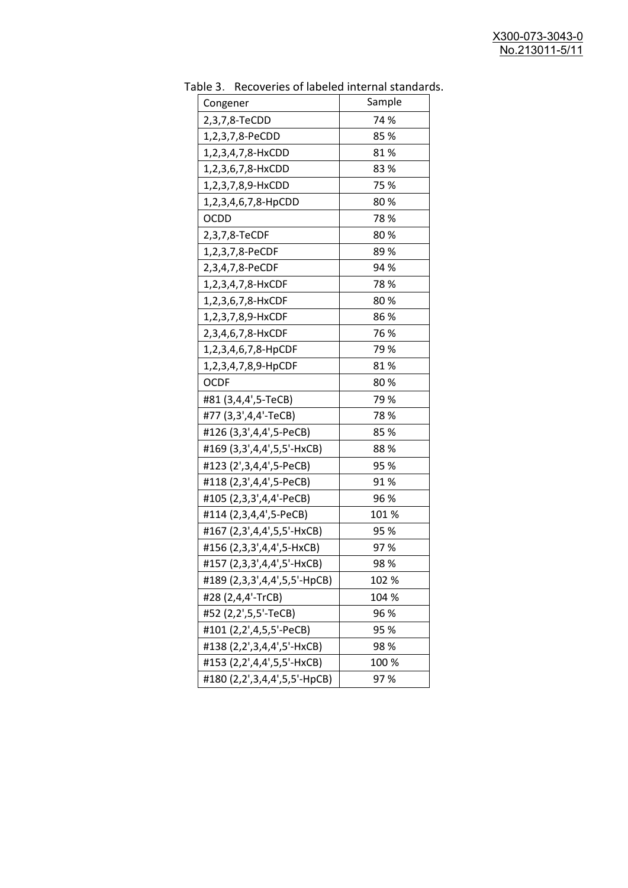Table 3. Recoveries of labeled internal standards.

| Congener | Sample |
|---|---|
| 2,3,7,8-TeCDD | 74 % |
| 1,2,3,7,8-PeCDD | 85 % |
| 1,2,3,4,7,8-HxCDD | 81 % |
| 1,2,3,6,7,8-HxCDD | 83 % |
| 1,2,3,7,8,9-HxCDD | 75 % |
| 1,2,3,4,6,7,8-HpCDD | 80 % |
| OCDD | 78 % |
| 2,3,7,8-TeCDF | 80 % |
| 1,2,3,7,8-PeCDF | 89 % |
| 2,3,4,7,8-PeCDF | 94 % |
| 1,2,3,4,7,8-HxCDF | 78 % |
| 1,2,3,6,7,8-HxCDF | 80 % |
| 1,2,3,7,8,9-HxCDF | 86 % |
| 2,3,4,6,7,8-HxCDF | 76 % |
| 1,2,3,4,6,7,8-HpCDF | 79 % |
| 1,2,3,4,7,8,9-HpCDF | 81 % |
| OCDF | 80 % |
| #81 (3,4,4',5-TeCB) | 79 % |
| #77 (3,3',4,4'-TeCB) | 78 % |
| #126 (3,3',4,4',5-PeCB) | 85 % |
| #169 (3,3',4,4',5,5'-HxCB) | 88 % |
| #123 (2',3,4,4',5-PeCB) | 95 % |
| #118 (2,3',4,4',5-PeCB) | 91 % |
| #105 (2,3,3',4,4'-PeCB) | 96 % |
| #114 (2,3,4,4',5-PeCB) | 101 % |
| #167 (2,3',4,4',5,5'-HxCB) | 95 % |
| #156 (2,3,3',4,4',5-HxCB) | 97 % |
| #157 (2,3,3',4,4',5'-HxCB) | 98 % |
| #189 (2,3,3',4,4',5,5'-HpCB) | 102 % |
| #28 (2,4,4'-TrCB) | 104 % |
| #52 (2,2',5,5'-TeCB) | 96 % |
| #101 (2,2',4,5,5'-PeCB) | 95 % |
| #138 (2,2',3,4,4',5'-HxCB) | 98 % |
| #153 (2,2',4,4',5,5'-HxCB) | 100 % |
| #180 (2,2',3,4,4',5,5'-HpCB) | 97 % |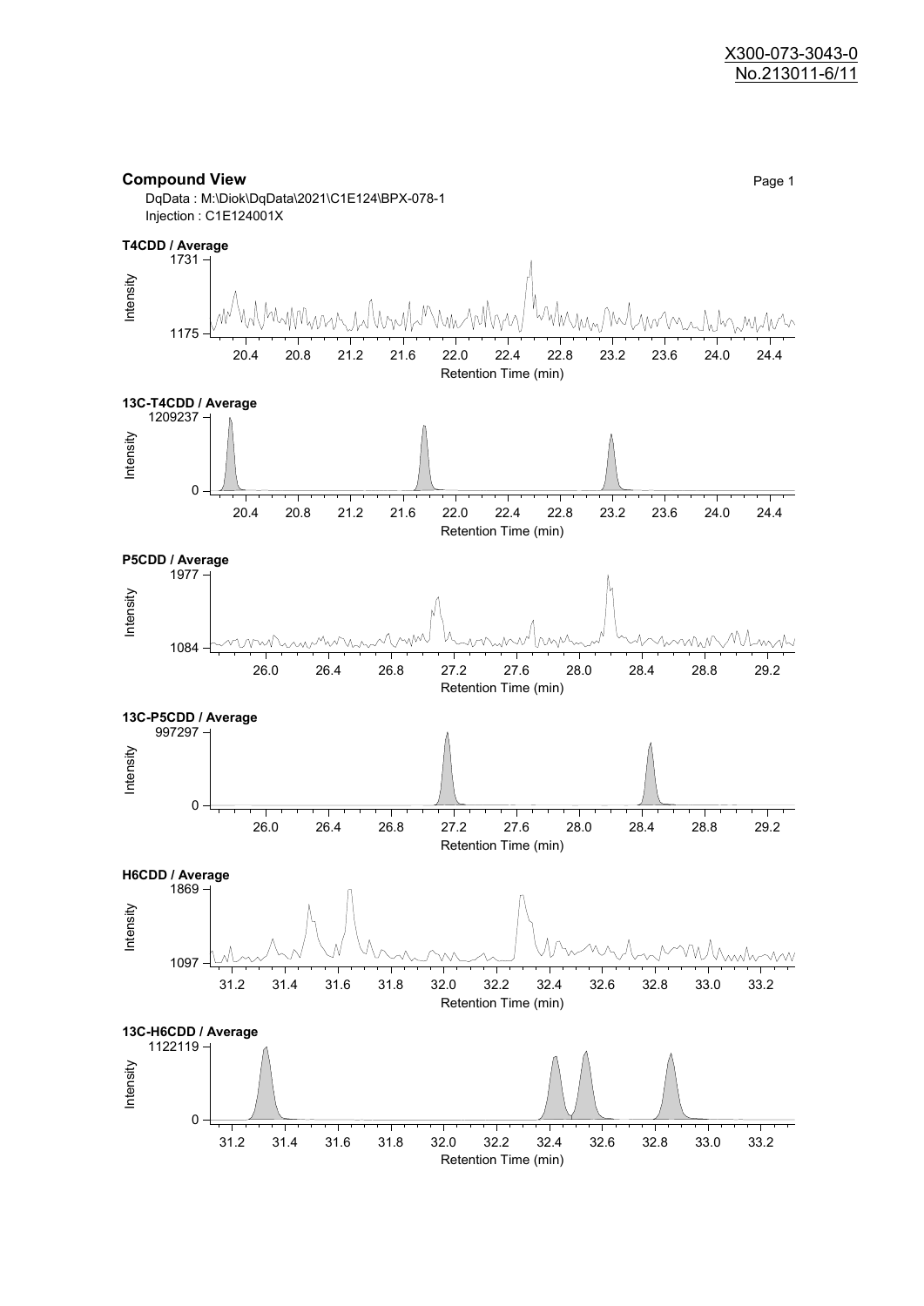X300-073-3043-0
No.213011-6/11

**Compound View**

Page 1

DqData : M:\Diok\DqData\2021\C1E124\BPX-078-1
Injection : C1E124001X

**T4CDD / Average**

Intensity: 1175 – 1731
Retention Time (min): 20.4, 20.8, 21.2, 21.6, 22.0, 22.4, 22.8, 23.2, 23.6, 24.0, 24.4

**13C-T4CDD / Average**

Intensity: 0 – 1209237
Retention Time (min): 20.4, 20.8, 21.2, 21.6, 22.0, 22.4, 22.8, 23.2, 23.6, 24.0, 24.4

**P5CDD / Average**

Intensity: 1084 – 1977
Retention Time (min): 26.0, 26.4, 26.8, 27.2, 27.6, 28.0, 28.4, 28.8, 29.2

**13C-P5CDD / Average**

Intensity: 0 – 997297
Retention Time (min): 26.0, 26.4, 26.8, 27.2, 27.6, 28.0, 28.4, 28.8, 29.2

**H6CDD / Average**

Intensity: 1097 – 1869
Retention Time (min): 31.2, 31.4, 31.6, 31.8, 32.0, 32.2, 32.4, 32.6, 32.8, 33.0, 33.2

**13C-H6CDD / Average**

Intensity: 0 – 1122119
Retention Time (min): 31.2, 31.4, 31.6, 31.8, 32.0, 32.2, 32.4, 32.6, 32.8, 33.0, 33.2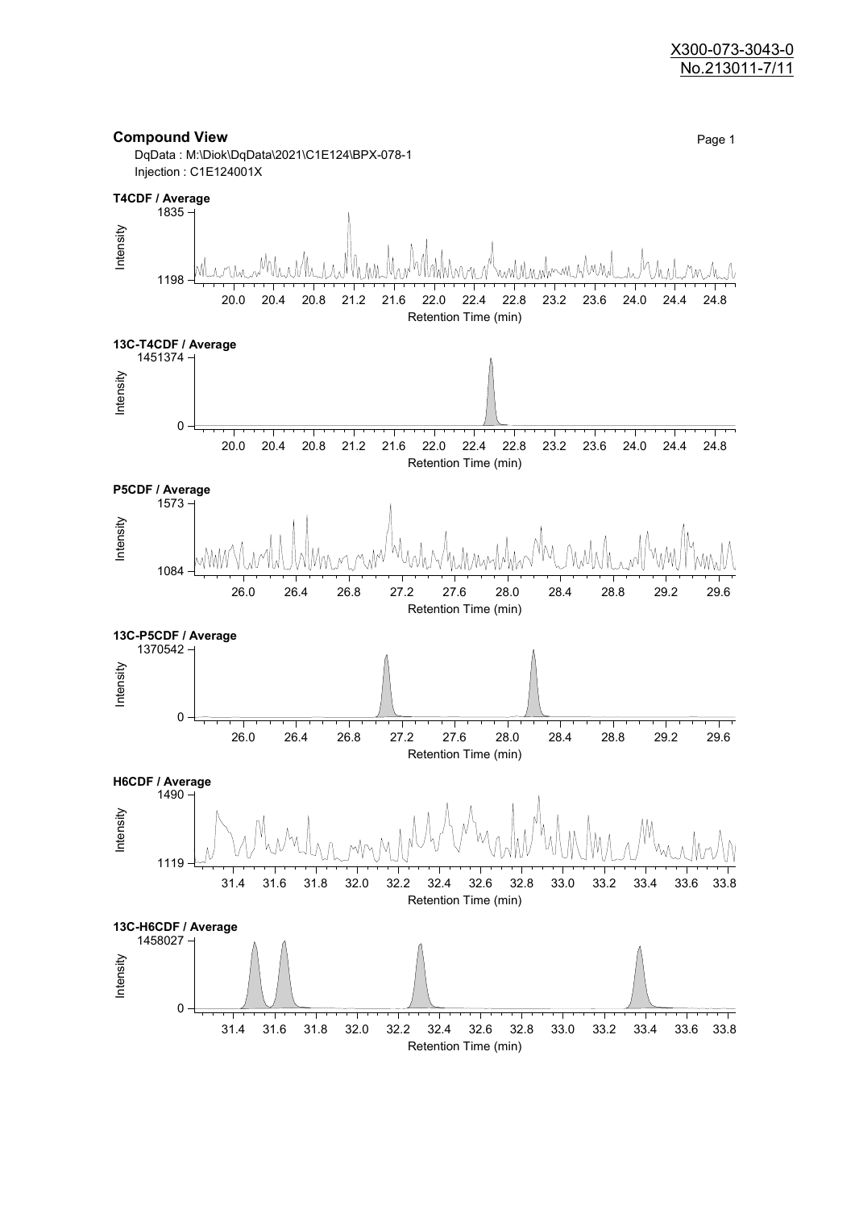X300-073-3043-0
No.213011-7/11

**Compound View**

Page 1

DqData : M:\Diok\DqData\2021\C1E124\BPX-078-1

Injection : C1E124001X

**T4CDF / Average**

Intensity: 1198 – 1835

Retention Time (min): 20.0, 20.4, 20.8, 21.2, 21.6, 22.0, 22.4, 22.8, 23.2, 23.6, 24.0, 24.4, 24.8

**13C-T4CDF / Average**

Intensity: 0 – 1451374

Retention Time (min): 20.0, 20.4, 20.8, 21.2, 21.6, 22.0, 22.4, 22.8, 23.2, 23.6, 24.0, 24.4, 24.8

**P5CDF / Average**

Intensity: 1084 – 1573

Retention Time (min): 26.0, 26.4, 26.8, 27.2, 27.6, 28.0, 28.4, 28.8, 29.2, 29.6

**13C-P5CDF / Average**

Intensity: 0 – 1370542

Retention Time (min): 26.0, 26.4, 26.8, 27.2, 27.6, 28.0, 28.4, 28.8, 29.2, 29.6

**H6CDF / Average**

Intensity: 1119 – 1490

Retention Time (min): 31.4, 31.6, 31.8, 32.0, 32.2, 32.4, 32.6, 32.8, 33.0, 33.2, 33.4, 33.6, 33.8

**13C-H6CDF / Average**

Intensity: 0 – 1458027

Retention Time (min): 31.4, 31.6, 31.8, 32.0, 32.2, 32.4, 32.6, 32.8, 33.0, 33.2, 33.4, 33.6, 33.8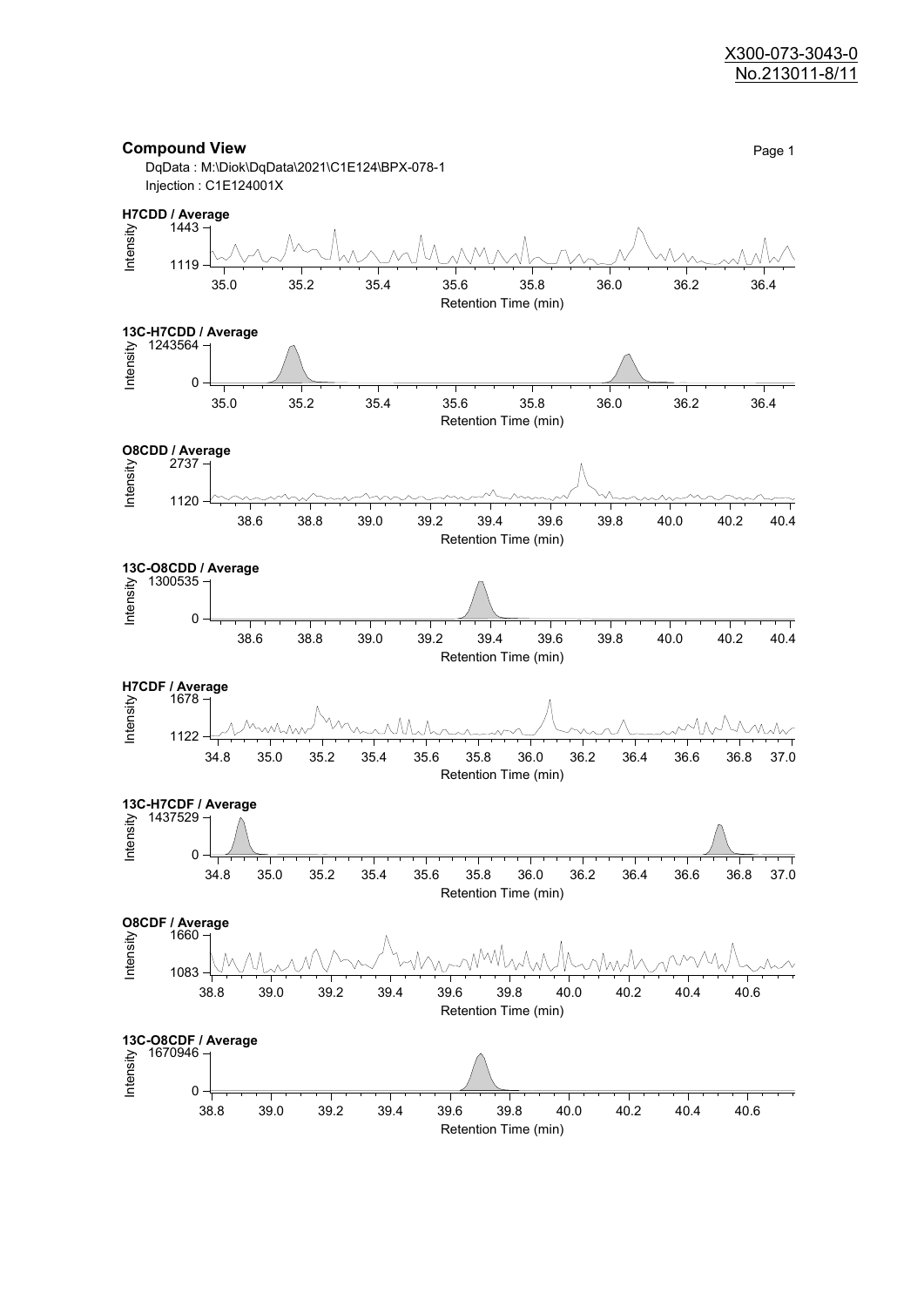## Compound View

DqData : M:\Diok\DqData\2021\C1E124\BPX-078-1
Injection : C1E124001X

**H7CDD / Average**

Intensity: 1119 – 1443
Retention Time (min): 35.0, 35.2, 35.4, 35.6, 35.8, 36.0, 36.2, 36.4

**13C-H7CDD / Average**

Intensity: 0 – 1243564
Retention Time (min): 35.0, 35.2, 35.4, 35.6, 35.8, 36.0, 36.2, 36.4

**O8CDD / Average**

Intensity: 1120 – 2737
Retention Time (min): 38.6, 38.8, 39.0, 39.2, 39.4, 39.6, 39.8, 40.0, 40.2, 40.4

**13C-O8CDD / Average**

Intensity: 0 – 1300535
Retention Time (min): 38.6, 38.8, 39.0, 39.2, 39.4, 39.6, 39.8, 40.0, 40.2, 40.4

**H7CDF / Average**

Intensity: 1122 – 1678
Retention Time (min): 34.8, 35.0, 35.2, 35.4, 35.6, 35.8, 36.0, 36.2, 36.4, 36.6, 36.8, 37.0

**13C-H7CDF / Average**

Intensity: 0 – 1437529
Retention Time (min): 34.8, 35.0, 35.2, 35.4, 35.6, 35.8, 36.0, 36.2, 36.4, 36.6, 36.8, 37.0

**O8CDF / Average**

Intensity: 1083 – 1660
Retention Time (min): 38.8, 39.0, 39.2, 39.4, 39.6, 39.8, 40.0, 40.2, 40.4, 40.6

**13C-O8CDF / Average**

Intensity: 0 – 1670946
Retention Time (min): 38.8, 39.0, 39.2, 39.4, 39.6, 39.8, 40.0, 40.2, 40.4, 40.6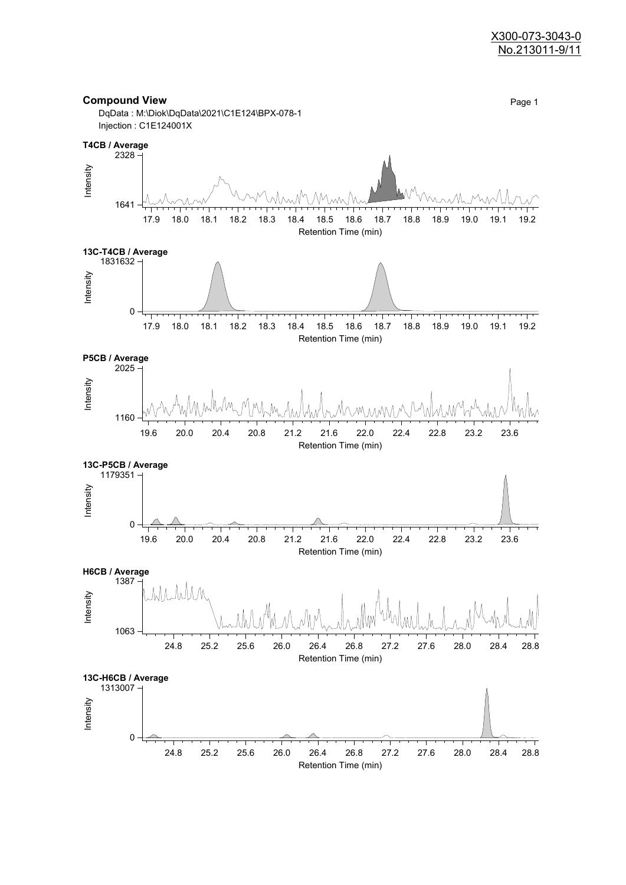X300-073-3043-0
No.213011-9/11

## Compound View

DqData : M:\Diok\DqData\2021\C1E124\BPX-078-1
Injection : C1E124001X

**T4CB / Average**

Intensity: 1641 – 2328
Retention Time (min): 17.9 18.0 18.1 18.2 18.3 18.4 18.5 18.6 18.7 18.8 18.9 19.0 19.1 19.2

**13C-T4CB / Average**

Intensity: 0 – 1831632
Retention Time (min): 17.9 18.0 18.1 18.2 18.3 18.4 18.5 18.6 18.7 18.8 18.9 19.0 19.1 19.2

**P5CB / Average**

Intensity: 1160 – 2025
Retention Time (min): 19.6 20.0 20.4 20.8 21.2 21.6 22.0 22.4 22.8 23.2 23.6

**13C-P5CB / Average**

Intensity: 0 – 1179351
Retention Time (min): 19.6 20.0 20.4 20.8 21.2 21.6 22.0 22.4 22.8 23.2 23.6

**H6CB / Average**

Intensity: 1063 – 1387
Retention Time (min): 24.8 25.2 25.6 26.0 26.4 26.8 27.2 27.6 28.0 28.4 28.8

**13C-H6CB / Average**

Intensity: 0 – 1313007
Retention Time (min): 24.8 25.2 25.6 26.0 26.4 26.8 27.2 27.6 28.0 28.4 28.8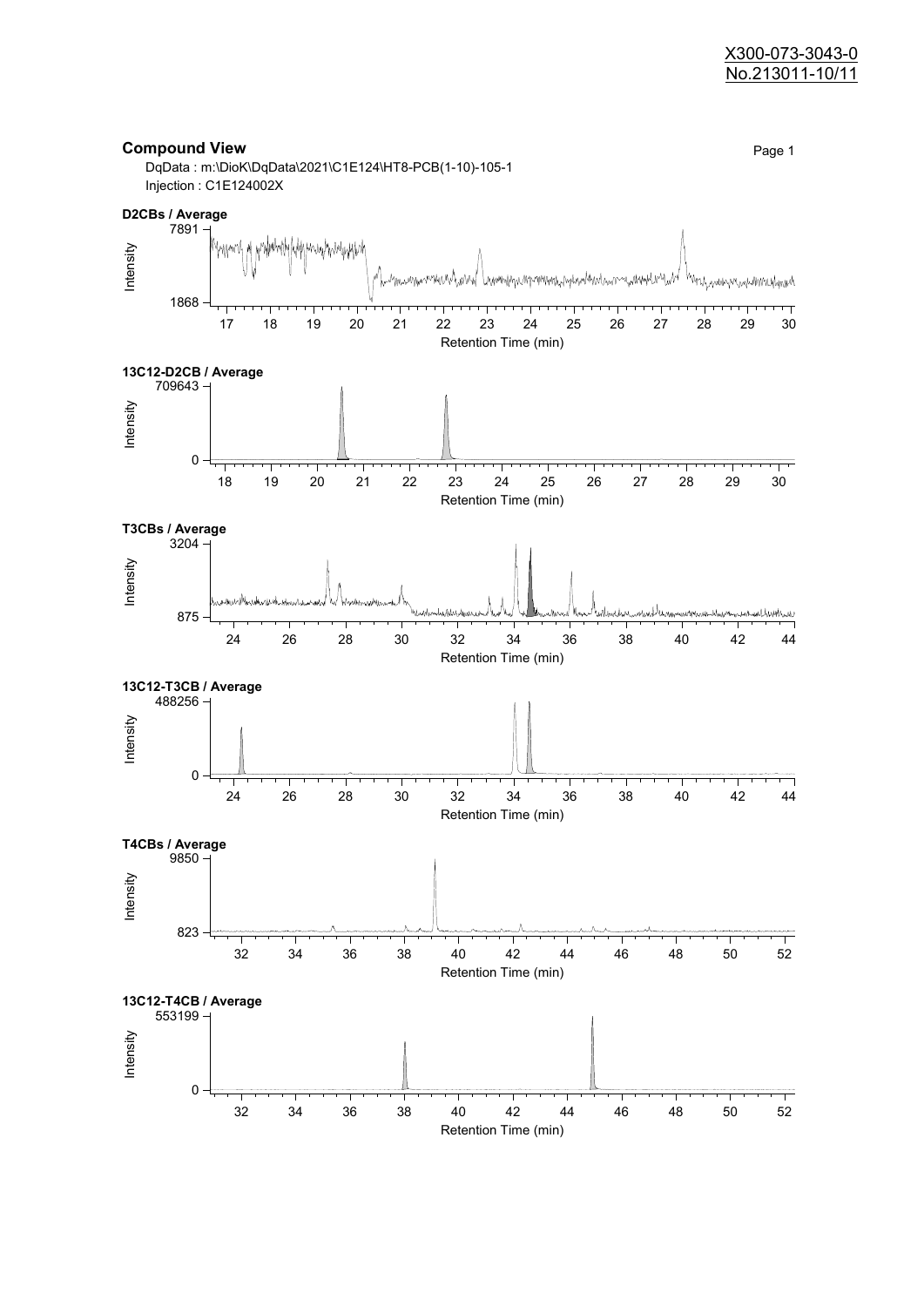X300-073-3043-0
No.213011-10/11

## Compound View

DqData : m:\DioK\DqData\2021\C1E124\HT8-PCB(1-10)-105-1
Injection : C1E124002X

**D2CBs / Average**

Intensity: 1868 – 7891
Retention Time (min): 17 – 30

**13C12-D2CB / Average**

Intensity: 0 – 709643
Retention Time (min): 18 – 30

**T3CBs / Average**

Intensity: 875 – 3204
Retention Time (min): 24 – 44

**13C12-T3CB / Average**

Intensity: 0 – 488256
Retention Time (min): 24 – 44

**T4CBs / Average**

Intensity: 823 – 9850
Retention Time (min): 32 – 52

**13C12-T4CB / Average**

Intensity: 0 – 553199
Retention Time (min): 32 – 52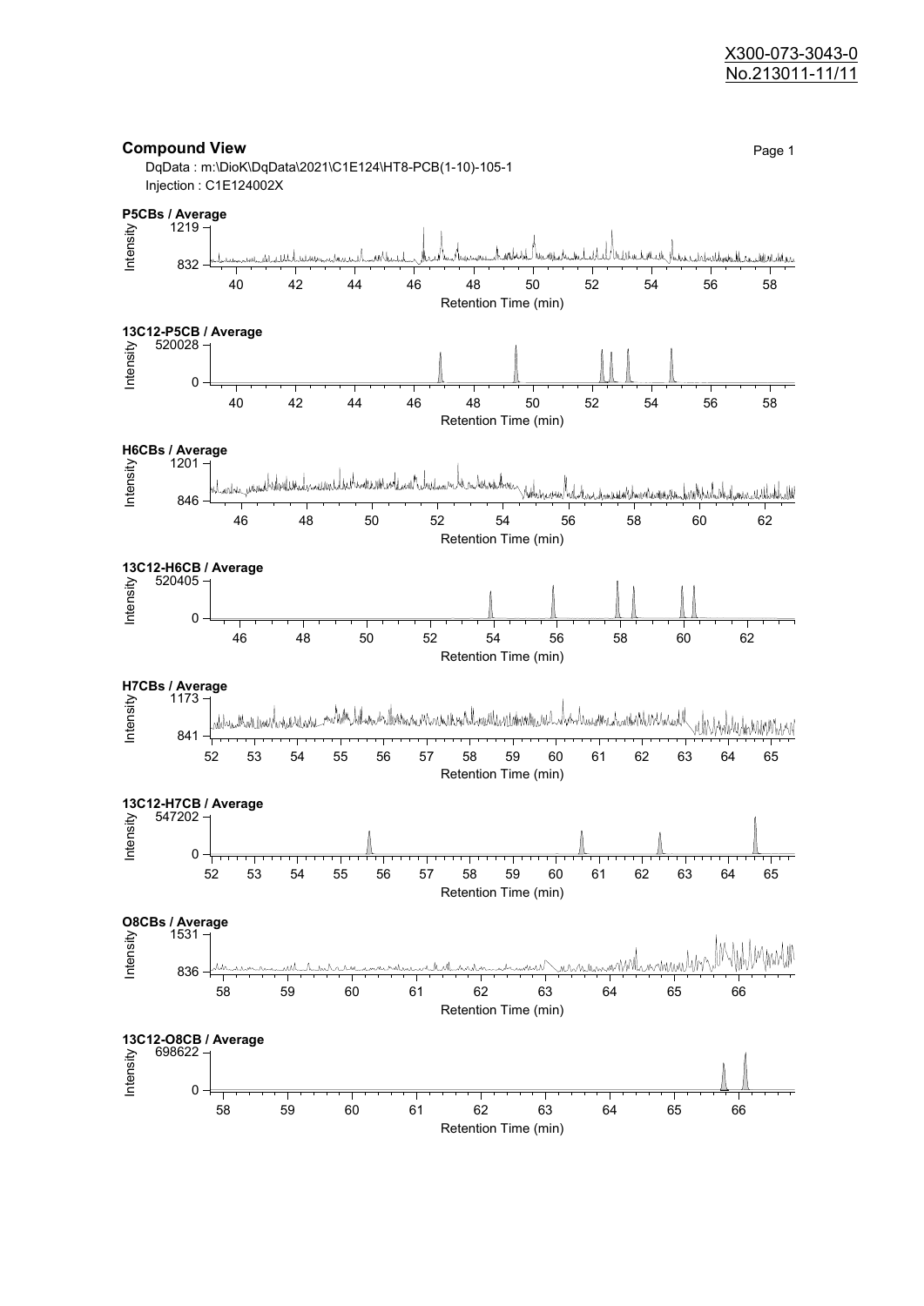X300-073-3043-0
No.213011-11/11

## Compound View

Page 1

DqData : m:\DioK\DqData\2021\C1E124\HT8-PCB(1-10)-105-1
Injection : C1E124002X

**P5CBs / Average**

Intensity
1219
832
40 42 44 46 48 50 52 54 56 58
Retention Time (min)

**13C12-P5CB / Average**

Intensity
520028
0
40 42 44 46 48 50 52 54 56 58
Retention Time (min)

**H6CBs / Average**

Intensity
1201
846
46 48 50 52 54 56 58 60 62
Retention Time (min)

**13C12-H6CB / Average**

Intensity
520405
0
46 48 50 52 54 56 58 60 62
Retention Time (min)

**H7CBs / Average**

Intensity
1173
841
52 53 54 55 56 57 58 59 60 61 62 63 64 65
Retention Time (min)

**13C12-H7CB / Average**

Intensity
547202
0
52 53 54 55 56 57 58 59 60 61 62 63 64 65
Retention Time (min)

**O8CBs / Average**

Intensity
1531
836
58 59 60 61 62 63 64 65 66
Retention Time (min)

**13C12-O8CB / Average**

Intensity
698622
0
58 59 60 61 62 63 64 65 66
Retention Time (min)